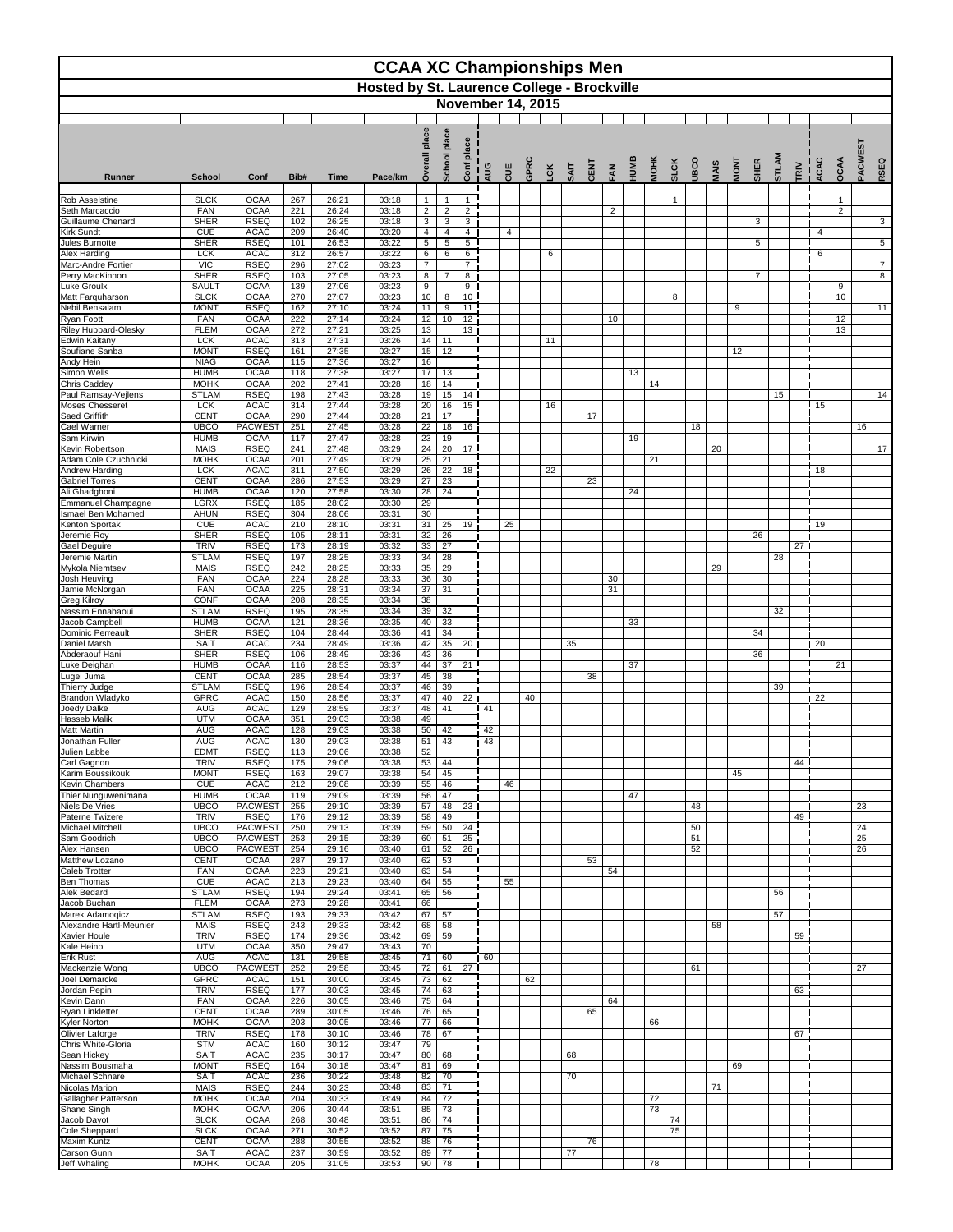# CCAA XC Championships Men

## Hosted by St. Laurence College - Brockville

### November 14, 2015

| Runner | School | Conf | Bib# | Time | Pace/km | Overall place | School place | Conf place | AUG | CUE | GPRC | LCK | SAIT | CENT | FAN | HUMB | MOHK | SLCK | UBCO | MAIS | MONT | SHER | STLAM | TRIV | ACAC | OCAA | PACWEST | RSEQ |
|---|---|---|---|---|---|---|---|---|---|---|---|---|---|---|---|---|---|---|---|---|---|---|---|---|---|---|---|---|
| Rob Asselstine | SLCK | OCAA | 267 | 26:21 | 03:18 | 1 | 1 | 1 | | | | | | | | | | 1 | | | | | | | | 1 | | |
| Seth Marcaccio | FAN | OCAA | 221 | 26:24 | 03:18 | 2 | 2 | 2 | | | | | | | 2 | | | | | | | | | | | 2 | | |
| Guillaume Chenard | SHER | RSEQ | 102 | 26:25 | 03:18 | 3 | 3 | 3 | | | | | | | | | | | | | | 3 | | | | | | 3 |
| Kirk Sundt | CUE | ACAC | 209 | 26:40 | 03:20 | 4 | 4 | 4 | | 4 | | | | | | | | | | | | | | | 4 | | | |
| Jules Burnotte | SHER | RSEQ | 101 | 26:53 | 03:22 | 5 | 5 | 5 | | | | | | | | | | | | | | 5 | | | | | | 5 |
| Alex Harding | LCK | ACAC | 312 | 26:57 | 03:22 | 6 | 6 | 6 | | | | 6 | | | | | | | | | | | | | 6 | | | |
| Marc-Andre Fortier | VIC | RSEQ | 296 | 27:02 | 03:23 | 7 | | 7 | | | | | | | | | | | | | | | | | | | | 7 |
| Perry MacKinnon | SHER | RSEQ | 103 | 27:05 | 03:23 | 8 | 7 | 8 | | | | | | | | | | | | | | 7 | | | | | | 8 |
| Luke Groulx | SAULT | OCAA | 139 | 27:06 | 03:23 | 9 | | 9 | | | | | | | | | | | | | | | | | | 9 | | |
| Matt Farquharson | SLCK | OCAA | 270 | 27:07 | 03:23 | 10 | 8 | 10 | | | | | | | | | | 8 | | | | | | | | 10 | | |
| Nebil Bensalam | MONT | RSEQ | 162 | 27:10 | 03:24 | 11 | 9 | 11 | | | | | | | | | | | | | 9 | | | | | | | 11 |
| Ryan Foott | FAN | OCAA | 222 | 27:14 | 03:24 | 12 | 10 | 12 | | | | | | | 10 | | | | | | | | | | | 12 | | |
| Riley Hubbard-Olesky | FLEM | OCAA | 272 | 27:21 | 03:25 | 13 | | 13 | | | | | | | | | | | | | | | | | | 13 | | |
| Edwin Kaitany | LCK | ACAC | 313 | 27:31 | 03:26 | 14 | 11 | | | | | 11 | | | | | | | | | | | | | | | | |
| Soufiane Sanba | MONT | RSEQ | 161 | 27:35 | 03:27 | 15 | 12 | | | | | | | | | | | | | | 12 | | | | | | | |
| Andy Hein | NIAG | OCAA | 115 | 27:36 | 03:27 | 16 | | | | | | | | | | | | | | | | | | | | | | |
| Simon Wells | HUMB | OCAA | 118 | 27:38 | 03:27 | 17 | 13 | | | | | | | | | 13 | | | | | | | | | | | | |
| Chris Caddey | MOHK | OCAA | 202 | 27:41 | 03:28 | 18 | 14 | | | | | | | | | | 14 | | | | | | | | | | | |
| Paul Ramsay-Vejlens | STLAM | RSEQ | 198 | 27:43 | 03:28 | 19 | 15 | 14 | | | | | | | | | | | | | | | 15 | | | | | 14 |
| Moses Chesseret | LCK | ACAC | 314 | 27:44 | 03:28 | 20 | 16 | 15 | | | | 16 | | | | | | | | | | | | | 15 | | | |
| Saed Griffith | CENT | OCAA | 290 | 27:44 | 03:28 | 21 | 17 | | | | | | | 17 | | | | | | | | | | | | | | |
| Cael Warner | UBCO | PACWEST | 251 | 27:45 | 03:28 | 22 | 18 | 16 | | | | | | | | | | | 18 | | | | | | | | 16 | |
| Sam Kirwin | HUMB | OCAA | 117 | 27:47 | 03:28 | 23 | 19 | | | | | | | | | 19 | | | | | | | | | | | | |
| Kevin Robertson | MAIS | RSEQ | 241 | 27:48 | 03:29 | 24 | 20 | 17 | | | | | | | | | | | | 20 | | | | | | | | 17 |
| Adam Cole Czuchnicki | MOHK | OCAA | 201 | 27:49 | 03:29 | 25 | 21 | | | | | | | | | | 21 | | | | | | | | | | | |
| Andrew Harding | LCK | ACAC | 311 | 27:50 | 03:29 | 26 | 22 | 18 | | | | 22 | | | | | | | | | | | | | 18 | | | |
| Gabriel Torres | CENT | OCAA | 286 | 27:53 | 03:29 | 27 | 23 | | | | | | | 23 | | | | | | | | | | | | | | |
| Ali Ghadghoni | HUMB | OCAA | 120 | 27:58 | 03:30 | 28 | 24 | | | | | | | | | 24 | | | | | | | | | | | | |
| Emmanuel Champagne | LGRX | RSEQ | 185 | 28:02 | 03:30 | 29 | | | | | | | | | | | | | | | | | | | | | | |
| Ismael Ben Mohamed | AHUN | RSEQ | 304 | 28:06 | 03:31 | 30 | | | | | | | | | | | | | | | | | | | | | | |
| Kenton Sportak | CUE | ACAC | 210 | 28:10 | 03:31 | 31 | 25 | 19 | | 25 | | | | | | | | | | | | | | | 19 | | | |
| Jeremie Roy | SHER | RSEQ | 105 | 28:11 | 03:31 | 32 | 26 | | | | | | | | | | | | | | | 26 | | | | | | |
| Gael Deguire | TRIV | RSEQ | 173 | 28:19 | 03:32 | 33 | 27 | | | | | | | | | | | | | | | | | 27 | | | | |
| Jeremie Martin | STLAM | RSEQ | 197 | 28:25 | 03:33 | 34 | 28 | | | | | | | | | | | | | | | | 28 | | | | | |
| Mykola Niemtsev | MAIS | RSEQ | 242 | 28:25 | 03:33 | 35 | 29 | | | | | | | | | | | | | 29 | | | | | | | | |
| Josh Heuving | FAN | OCAA | 224 | 28:28 | 03:33 | 36 | 30 | | | | | | | | 30 | | | | | | | | | | | | | |
| Jamie McNorgan | FAN | OCAA | 225 | 28:31 | 03:34 | 37 | 31 | | | | | | | | 31 | | | | | | | | | | | | | |
| Greg Kilroy | CONF | OCAA | 208 | 28:35 | 03:34 | 38 | | | | | | | | | | | | | | | | | | | | | | |
| Nassim Ennabaoui | STLAM | RSEQ | 195 | 28:35 | 03:34 | 39 | 32 | | | | | | | | | | | | | | | | 32 | | | | | |
| Jacob Campbell | HUMB | OCAA | 121 | 28:36 | 03:35 | 40 | 33 | | | | | | | | | 33 | | | | | | | | | | | | |
| Dominic Perreault | SHER | RSEQ | 104 | 28:44 | 03:36 | 41 | 34 | | | | | | | | | | | | | | | 34 | | | | | | |
| Daniel Marsh | SAIT | ACAC | 234 | 28:49 | 03:36 | 42 | 35 | 20 | | | | | 35 | | | | | | | | | | | | 20 | | | |
| Abderaouf Hani | SHER | RSEQ | 106 | 28:49 | 03:36 | 43 | 36 | | | | | | | | | | | | | | | 36 | | | | | | |
| Luke Deighan | HUMB | OCAA | 116 | 28:53 | 03:37 | 44 | 37 | 21 | | | | | | | | 37 | | | | | | | | | | 21 | | |
| Lugei Juma | CENT | OCAA | 285 | 28:54 | 03:37 | 45 | 38 | | | | | | | 38 | | | | | | | | | | | | | | |
| Thierry Judge | STLAM | RSEQ | 196 | 28:54 | 03:37 | 46 | 39 | | | | | | | | | | | | | | | | 39 | | | | | |
| Brandon Wladyko | GPRC | ACAC | 150 | 28:56 | 03:37 | 47 | 40 | 22 | | | 40 | | | | | | | | | | | | | | 22 | | | |
| Joedy Dalke | AUG | ACAC | 129 | 28:59 | 03:37 | 48 | 41 | | 41 | | | | | | | | | | | | | | | | | | | |
| Hasseb Malik | UTM | OCAA | 351 | 29:03 | 03:38 | 49 | | | | | | | | | | | | | | | | | | | | | | |
| Matt Martin | AUG | ACAC | 128 | 29:03 | 03:38 | 50 | 42 | | 42 | | | | | | | | | | | | | | | | | | | |
| Jonathan Fuller | AUG | ACAC | 130 | 29:03 | 03:38 | 51 | 43 | | 43 | | | | | | | | | | | | | | | | | | | |
| Julien Labbe | EDMT | RSEQ | 113 | 29:06 | 03:38 | 52 | | | | | | | | | | | | | | | | | | | | | | |
| Carl Gagnon | TRIV | RSEQ | 175 | 29:06 | 03:38 | 53 | 44 | | | | | | | | | | | | | | | | | 44 | | | | |
| Karim Boussikouk | MONT | RSEQ | 163 | 29:07 | 03:38 | 54 | 45 | | | | | | | | | | | | | | 45 | | | | | | | |
| Kevin Chambers | CUE | ACAC | 212 | 29:08 | 03:39 | 55 | 46 | | | 46 | | | | | | | | | | | | | | | | | | |
| Thier Nunguwenimana | HUMB | OCAA | 119 | 29:09 | 03:39 | 56 | 47 | | | | | | | | | 47 | | | | | | | | | | | | |
| Niels De Vries | UBCO | PACWEST | 255 | 29:10 | 03:39 | 57 | 48 | 23 | | | | | | | | | | | 48 | | | | | | | | 23 | |
| Paterne Twizere | TRIV | RSEQ | 176 | 29:12 | 03:39 | 58 | 49 | | | | | | | | | | | | | | | | | 49 | | | | |
| Michael Mitchell | UBCO | PACWEST | 250 | 29:13 | 03:39 | 59 | 50 | 24 | | | | | | | | | | | 50 | | | | | | | | 24 | |
| Sam Goodrich | UBCO | PACWEST | 253 | 29:15 | 03:39 | 60 | 51 | 25 | | | | | | | | | | | 51 | | | | | | | | 25 | |
| Alex Hansen | UBCO | PACWEST | 254 | 29:16 | 03:40 | 61 | 52 | 26 | | | | | | | | | | | 52 | | | | | | | | 26 | |
| Matthew Lozano | CENT | OCAA | 287 | 29:17 | 03:40 | 62 | 53 | | | | | | | 53 | | | | | | | | | | | | | | |
| Caleb Trotter | FAN | OCAA | 223 | 29:21 | 03:40 | 63 | 54 | | | | | | | | 54 | | | | | | | | | | | | | |
| Ben Thomas | CUE | ACAC | 213 | 29:23 | 03:40 | 64 | 55 | | | 55 | | | | | | | | | | | | | | | | | | |
| Alek Bedard | STLAM | RSEQ | 194 | 29:24 | 03:41 | 65 | 56 | | | | | | | | | | | | | | | | 56 | | | | | |
| Jacob Buchan | FLEM | OCAA | 273 | 29:28 | 03:41 | 66 | | | | | | | | | | | | | | | | | | | | | | |
| Marek Adamoqicz | STLAM | RSEQ | 193 | 29:33 | 03:42 | 67 | 57 | | | | | | | | | | | | | | | | 57 | | | | | |
| Alexandre Hartl-Meunier | MAIS | RSEQ | 243 | 29:33 | 03:42 | 68 | 58 | | | | | | | | | | | | | 58 | | | | | | | | |
| Xavier Houle | TRIV | RSEQ | 174 | 29:36 | 03:42 | 69 | 59 | | | | | | | | | | | | | | | | | 59 | | | | |
| Kale Heino | UTM | OCAA | 350 | 29:47 | 03:43 | 70 | | | | | | | | | | | | | | | | | | | | | | |
| Erik Rust | AUG | ACAC | 131 | 29:58 | 03:45 | 71 | 60 | | 60 | | | | | | | | | | | | | | | | | | | |
| Mackenzie Wong | UBCO | PACWEST | 252 | 29:58 | 03:45 | 72 | 61 | 27 | | | | | | | | | | | 61 | | | | | | | | 27 | |
| Joel Demarcke | GPRC | ACAC | 151 | 30:00 | 03:45 | 73 | 62 | | | | 62 | | | | | | | | | | | | | | | | | |
| Jordan Pepin | TRIV | RSEQ | 177 | 30:03 | 03:45 | 74 | 63 | | | | | | | | | | | | | | | | | 63 | | | | |
| Kevin Dann | FAN | OCAA | 226 | 30:05 | 03:46 | 75 | 64 | | | | | | | | 64 | | | | | | | | | | | | | |
| Ryan Linkletter | CENT | OCAA | 289 | 30:05 | 03:46 | 76 | 65 | | | | | | | 65 | | | | | | | | | | | | | | |
| Kyler Norton | MOHK | OCAA | 203 | 30:05 | 03:46 | 77 | 66 | | | | | | | | | | 66 | | | | | | | | | | | |
| Olivier Laforge | TRIV | RSEQ | 178 | 30:10 | 03:46 | 78 | 67 | | | | | | | | | | | | | | | | | 67 | | | | |
| Chris White-Gloria | STM | ACAC | 160 | 30:12 | 03:47 | 79 | | | | | | | | | | | | | | | | | | | | | | |
| Sean Hickey | SAIT | ACAC | 235 | 30:17 | 03:47 | 80 | 68 | | | | | | 68 | | | | | | | | | | | | | | | |
| Nassim Bousmaha | MONT | RSEQ | 164 | 30:18 | 03:47 | 81 | 69 | | | | | | | | | | | | | | 69 | | | | | | | |
| Michael Schnare | SAIT | ACAC | 236 | 30:22 | 03:48 | 82 | 70 | | | | | | 70 | | | | | | | | | | | | | | | |
| Nicolas Marion | MAIS | RSEQ | 244 | 30:23 | 03:48 | 83 | 71 | | | | | | | | | | | | | 71 | | | | | | | | |
| Gallagher Patterson | MOHK | OCAA | 204 | 30:33 | 03:49 | 84 | 72 | | | | | | | | | | 72 | | | | | | | | | | | |
| Shane Singh | MOHK | OCAA | 206 | 30:44 | 03:51 | 85 | 73 | | | | | | | | | | 73 | | | | | | | | | | | |
| Jacob Dayot | SLCK | OCAA | 268 | 30:48 | 03:51 | 86 | 74 | | | | | | | | | | | 74 | | | | | | | | | | |
| Cole Sheppard | SLCK | OCAA | 271 | 30:52 | 03:52 | 87 | 75 | | | | | | | | | | | 75 | | | | | | | | | | |
| Maxim Kuntz | CENT | OCAA | 288 | 30:55 | 03:52 | 88 | 76 | | | | | | | 76 | | | | | | | | | | | | | | |
| Carson Gunn | SAIT | ACAC | 237 | 30:59 | 03:52 | 89 | 77 | | | | | | 77 | | | | | | | | | | | | | | | |
| Jeff Whaling | MOHK | OCAA | 205 | 31:05 | 03:53 | 90 | 78 | | | | | | | | | | 78 | | | | | | | | | | | |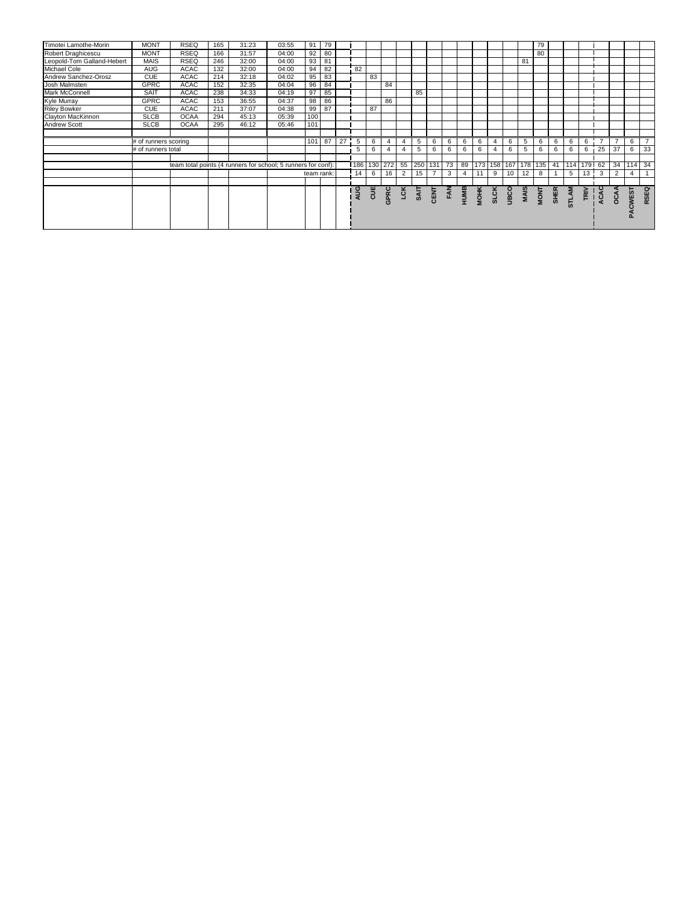| | | | | | | | | | | | | | | | | | | | | | | | | | | | | |
|---|---|---|---|---|---|---|---|---|---|---|---|---|---|---|---|---|---|---|---|---|---|---|---|---|---|---|---|---|
| Timotei Lamothe-Morin | MONT | RSEQ | 165 | 31:23 | 03:55 | 91 | 79 | | | | | | | | | | | | | | 79 | | | | | | | |
| Robert Draghicescu | MONT | RSEQ | 166 | 31:57 | 04:00 | 92 | 80 | | | | | | | | | | | | | | 80 | | | | | | | |
| Leopold-Tom Galland-Hebert | MAIS | RSEQ | 246 | 32:00 | 04:00 | 93 | 81 | | | | | | | | | | | | | 81 | | | | | | | | |
| Michael Cole | AUG | ACAC | 132 | 32:00 | 04:00 | 94 | 82 | | 82 | | | | | | | | | | | | | | | | | | | |
| Andrew Sanchez-Orosz | CUE | ACAC | 214 | 32:18 | 04:02 | 95 | 83 | | | 83 | | | | | | | | | | | | | | | | | | |
| Josh Malmsten | GPRC | ACAC | 152 | 32:35 | 04:04 | 96 | 84 | | | | 84 | | | | | | | | | | | | | | | | | |
| Mark McConnell | SAIT | ACAC | 238 | 34:33 | 04:19 | 97 | 85 | | | | | | 85 | | | | | | | | | | | | | | | |
| Kyle Murray | GPRC | ACAC | 153 | 36:55 | 04:37 | 98 | 86 | | | | 86 | | | | | | | | | | | | | | | | | |
| Riley Bowker | CUE | ACAC | 211 | 37:07 | 04:38 | 99 | 87 | | | 87 | | | | | | | | | | | | | | | | | | |
| Clayton MacKinnon | SLCB | OCAA | 294 | 45:13 | 05:39 | 100 | | | | | | | | | | | | | | | | | | | | | | |
| Andrew Scott | SLCB | OCAA | 295 | 46:12 | 05:46 | 101 | | | | | | | | | | | | | | | | | | | | | | |
| | | | | | | | | | | | | | | | | | | | | | | | | | | | | |
| | # of runners scoring | | | | | 101 | 87 | 27 | 5 | 6 | 4 | 4 | 5 | 6 | 6 | 6 | 6 | 4 | 6 | 5 | 6 | 6 | 6 | 6 | 7 | 7 | 6 | 7 |
| | # of runners total | | | | | | | | 5 | 6 | 4 | 4 | 5 | 6 | 6 | 6 | 6 | 4 | 6 | 5 | 6 | 6 | 6 | 6 | 25 | 37 | 6 | 33 |
| | | | | | | | | | | | | | | | | | | | | | | | | | | | | |
| | team total points (4 runners for school; 5 runners for conf): | | | | | | | | 186 | 130 | 272 | 55 | 250 | 131 | 73 | 89 | 173 | 158 | 167 | 178 | 135 | 41 | 114 | 179 | 62 | 34 | 114 | 34 |
| | | | | | team rank: | | | | 14 | 6 | 16 | 2 | 15 | 7 | 3 | 4 | 11 | 9 | 10 | 12 | 8 | 1 | 5 | 13 | 3 | 2 | 4 | 1 |
| | | | | | | | | | | | | | | | | | | | | | | | | | | | | |
| | | | | | | | | | AUG | CUE | GPRC | LCK | SAIT | CENT | FAN | HUMB | MOHK | SLCK | UBCO | MAIS | MONT | SHER | STLAM | TRIV | ACAC | OCAA | PACWEST | RSEQ |